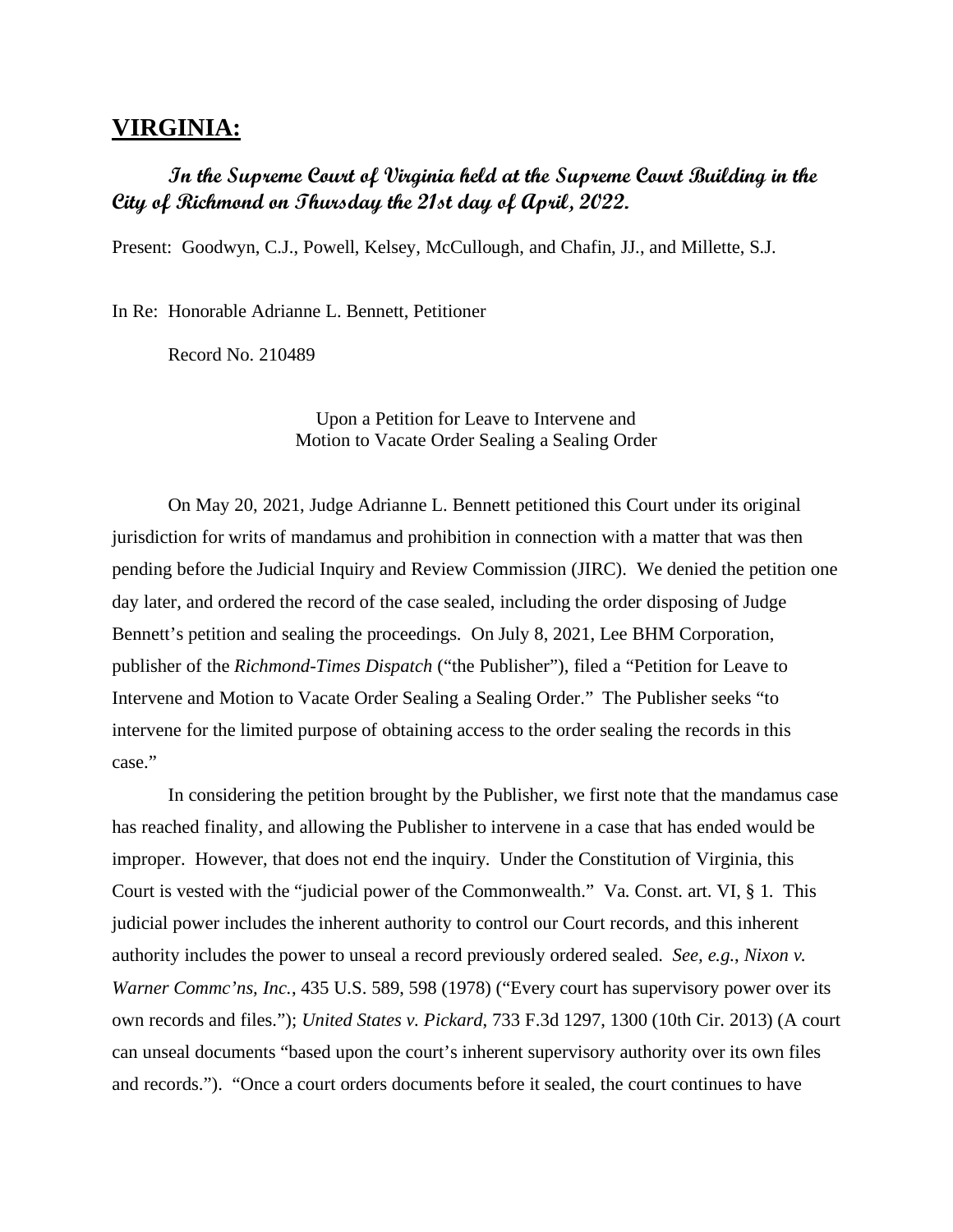# VIRGINIA:

***In the Supreme Court of Virginia held at the Supreme Court Building in the City of Richmond on Thursday the 21st day of April, 2022.***

Present: Goodwyn, C.J., Powell, Kelsey, McCullough, and Chafin, JJ., and Millette, S.J.

In Re: Honorable Adrianne L. Bennett, Petitioner

Record No. 210489

Upon a Petition for Leave to Intervene and
Motion to Vacate Order Sealing a Sealing Order

On May 20, 2021, Judge Adrianne L. Bennett petitioned this Court under its original jurisdiction for writs of mandamus and prohibition in connection with a matter that was then pending before the Judicial Inquiry and Review Commission (JIRC). We denied the petition one day later, and ordered the record of the case sealed, including the order disposing of Judge Bennett's petition and sealing the proceedings. On July 8, 2021, Lee BHM Corporation, publisher of the *Richmond-Times Dispatch* ("the Publisher"), filed a "Petition for Leave to Intervene and Motion to Vacate Order Sealing a Sealing Order." The Publisher seeks "to intervene for the limited purpose of obtaining access to the order sealing the records in this case."

In considering the petition brought by the Publisher, we first note that the mandamus case has reached finality, and allowing the Publisher to intervene in a case that has ended would be improper. However, that does not end the inquiry. Under the Constitution of Virginia, this Court is vested with the "judicial power of the Commonwealth." Va. Const. art. VI, § 1. This judicial power includes the inherent authority to control our Court records, and this inherent authority includes the power to unseal a record previously ordered sealed. *See, e.g.*, *Nixon v. Warner Commc'ns, Inc.*, 435 U.S. 589, 598 (1978) ("Every court has supervisory power over its own records and files."); *United States v. Pickard*, 733 F.3d 1297, 1300 (10th Cir. 2013) (A court can unseal documents "based upon the court's inherent supervisory authority over its own files and records."). "Once a court orders documents before it sealed, the court continues to have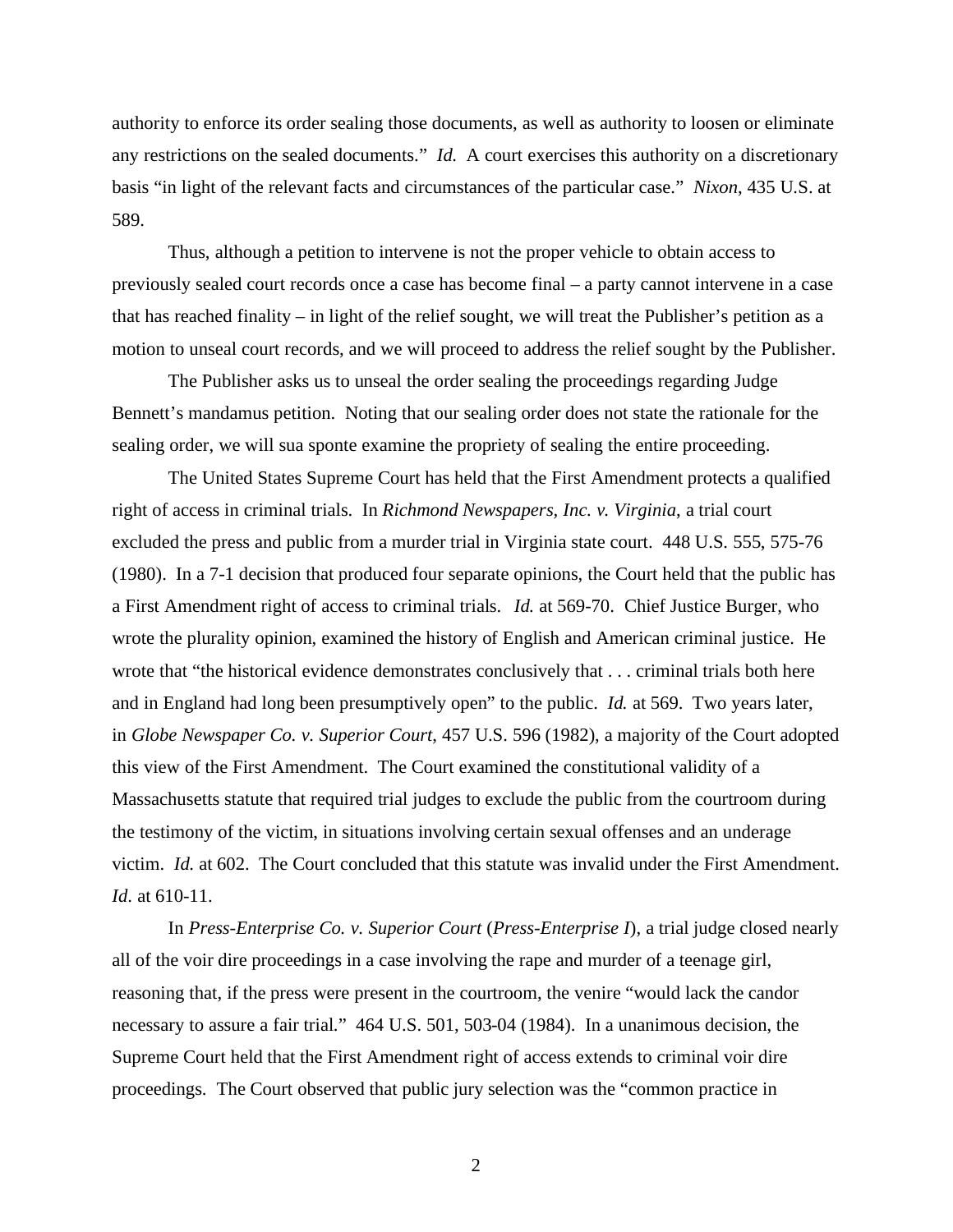authority to enforce its order sealing those documents, as well as authority to loosen or eliminate any restrictions on the sealed documents." *Id.* A court exercises this authority on a discretionary basis "in light of the relevant facts and circumstances of the particular case." *Nixon*, 435 U.S. at 589.

Thus, although a petition to intervene is not the proper vehicle to obtain access to previously sealed court records once a case has become final – a party cannot intervene in a case that has reached finality – in light of the relief sought, we will treat the Publisher's petition as a motion to unseal court records, and we will proceed to address the relief sought by the Publisher.

The Publisher asks us to unseal the order sealing the proceedings regarding Judge Bennett's mandamus petition. Noting that our sealing order does not state the rationale for the sealing order, we will sua sponte examine the propriety of sealing the entire proceeding.

The United States Supreme Court has held that the First Amendment protects a qualified right of access in criminal trials. In *Richmond Newspapers, Inc. v. Virginia*, a trial court excluded the press and public from a murder trial in Virginia state court. 448 U.S. 555, 575-76 (1980). In a 7-1 decision that produced four separate opinions, the Court held that the public has a First Amendment right of access to criminal trials. *Id.* at 569-70. Chief Justice Burger, who wrote the plurality opinion, examined the history of English and American criminal justice. He wrote that "the historical evidence demonstrates conclusively that . . . criminal trials both here and in England had long been presumptively open" to the public. *Id.* at 569. Two years later, in *Globe Newspaper Co. v. Superior Court*, 457 U.S. 596 (1982), a majority of the Court adopted this view of the First Amendment. The Court examined the constitutional validity of a Massachusetts statute that required trial judges to exclude the public from the courtroom during the testimony of the victim, in situations involving certain sexual offenses and an underage victim. *Id.* at 602. The Court concluded that this statute was invalid under the First Amendment. *Id.* at 610-11.

In *Press-Enterprise Co. v. Superior Court* (*Press-Enterprise I*), a trial judge closed nearly all of the voir dire proceedings in a case involving the rape and murder of a teenage girl, reasoning that, if the press were present in the courtroom, the venire "would lack the candor necessary to assure a fair trial." 464 U.S. 501, 503-04 (1984). In a unanimous decision, the Supreme Court held that the First Amendment right of access extends to criminal voir dire proceedings. The Court observed that public jury selection was the "common practice in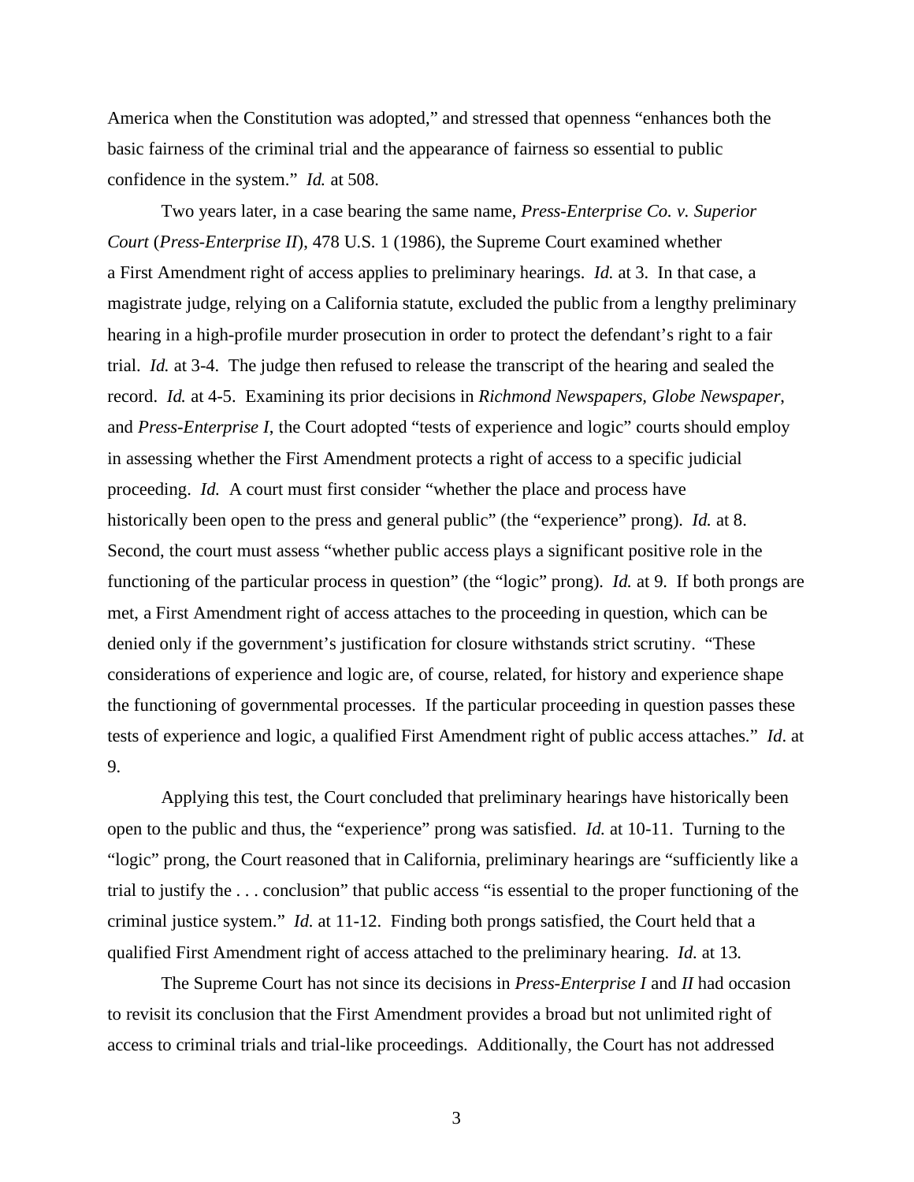America when the Constitution was adopted," and stressed that openness "enhances both the basic fairness of the criminal trial and the appearance of fairness so essential to public confidence in the system." *Id.* at 508.

Two years later, in a case bearing the same name, *Press-Enterprise Co. v. Superior Court* (*Press-Enterprise II*), 478 U.S. 1 (1986), the Supreme Court examined whether a First Amendment right of access applies to preliminary hearings. *Id.* at 3. In that case, a magistrate judge, relying on a California statute, excluded the public from a lengthy preliminary hearing in a high-profile murder prosecution in order to protect the defendant's right to a fair trial. *Id.* at 3-4. The judge then refused to release the transcript of the hearing and sealed the record. *Id.* at 4-5. Examining its prior decisions in *Richmond Newspapers*, *Globe Newspaper*, and *Press-Enterprise I*, the Court adopted "tests of experience and logic" courts should employ in assessing whether the First Amendment protects a right of access to a specific judicial proceeding. *Id.* A court must first consider "whether the place and process have historically been open to the press and general public" (the "experience" prong). *Id.* at 8. Second, the court must assess "whether public access plays a significant positive role in the functioning of the particular process in question" (the "logic" prong). *Id.* at 9. If both prongs are met, a First Amendment right of access attaches to the proceeding in question, which can be denied only if the government's justification for closure withstands strict scrutiny. "These considerations of experience and logic are, of course, related, for history and experience shape the functioning of governmental processes. If the particular proceeding in question passes these tests of experience and logic, a qualified First Amendment right of public access attaches." *Id*. at 9.

Applying this test, the Court concluded that preliminary hearings have historically been open to the public and thus, the "experience" prong was satisfied. *Id.* at 10-11. Turning to the "logic" prong, the Court reasoned that in California, preliminary hearings are "sufficiently like a trial to justify the . . . conclusion" that public access "is essential to the proper functioning of the criminal justice system." *Id.* at 11-12. Finding both prongs satisfied, the Court held that a qualified First Amendment right of access attached to the preliminary hearing. *Id.* at 13.

The Supreme Court has not since its decisions in *Press-Enterprise I* and *II* had occasion to revisit its conclusion that the First Amendment provides a broad but not unlimited right of access to criminal trials and trial-like proceedings. Additionally, the Court has not addressed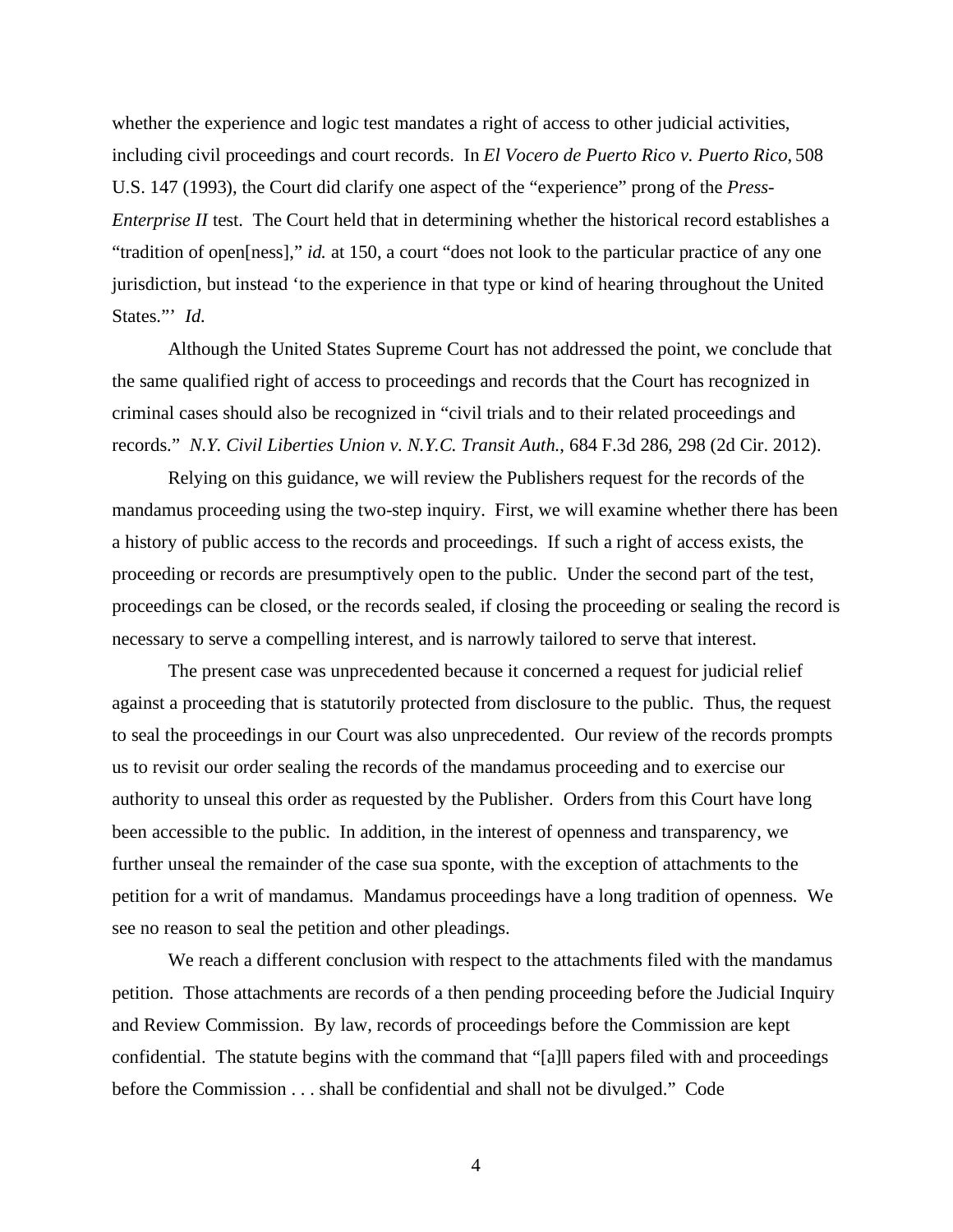whether the experience and logic test mandates a right of access to other judicial activities, including civil proceedings and court records. In *El Vocero de Puerto Rico v. Puerto Rico,* 508 U.S. 147 (1993), the Court did clarify one aspect of the "experience" prong of the *Press-Enterprise II* test. The Court held that in determining whether the historical record establishes a "tradition of open[ness]," *id.* at 150, a court "does not look to the particular practice of any one jurisdiction, but instead 'to the experience in that type or kind of hearing throughout the United States."' *Id.*

Although the United States Supreme Court has not addressed the point, we conclude that the same qualified right of access to proceedings and records that the Court has recognized in criminal cases should also be recognized in "civil trials and to their related proceedings and records." *N.Y. Civil Liberties Union v. N.Y.C. Transit Auth.*, 684 F.3d 286, 298 (2d Cir. 2012).

Relying on this guidance, we will review the Publishers request for the records of the mandamus proceeding using the two-step inquiry. First, we will examine whether there has been a history of public access to the records and proceedings. If such a right of access exists, the proceeding or records are presumptively open to the public. Under the second part of the test, proceedings can be closed, or the records sealed, if closing the proceeding or sealing the record is necessary to serve a compelling interest, and is narrowly tailored to serve that interest.

The present case was unprecedented because it concerned a request for judicial relief against a proceeding that is statutorily protected from disclosure to the public. Thus, the request to seal the proceedings in our Court was also unprecedented. Our review of the records prompts us to revisit our order sealing the records of the mandamus proceeding and to exercise our authority to unseal this order as requested by the Publisher. Orders from this Court have long been accessible to the public. In addition, in the interest of openness and transparency, we further unseal the remainder of the case sua sponte, with the exception of attachments to the petition for a writ of mandamus. Mandamus proceedings have a long tradition of openness. We see no reason to seal the petition and other pleadings.

We reach a different conclusion with respect to the attachments filed with the mandamus petition. Those attachments are records of a then pending proceeding before the Judicial Inquiry and Review Commission. By law, records of proceedings before the Commission are kept confidential. The statute begins with the command that "[a]ll papers filed with and proceedings before the Commission . . . shall be confidential and shall not be divulged." Code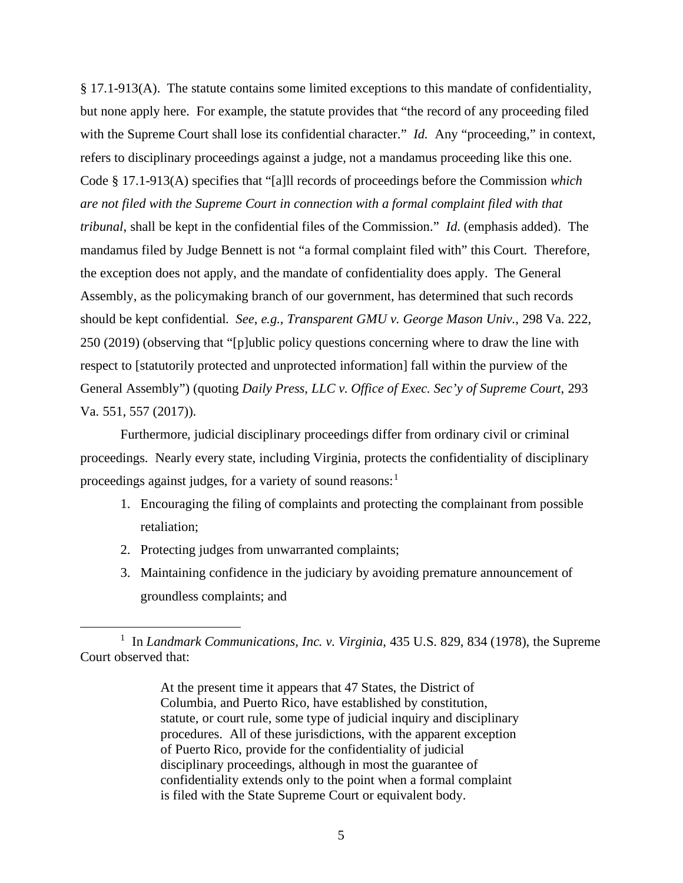§ 17.1-913(A). The statute contains some limited exceptions to this mandate of confidentiality, but none apply here. For example, the statute provides that "the record of any proceeding filed with the Supreme Court shall lose its confidential character." *Id.* Any "proceeding," in context, refers to disciplinary proceedings against a judge, not a mandamus proceeding like this one. Code § 17.1-913(A) specifies that "[a]ll records of proceedings before the Commission *which are not filed with the Supreme Court in connection with a formal complaint filed with that tribunal*, shall be kept in the confidential files of the Commission." *Id.* (emphasis added). The mandamus filed by Judge Bennett is not "a formal complaint filed with" this Court. Therefore, the exception does not apply, and the mandate of confidentiality does apply. The General Assembly, as the policymaking branch of our government, has determined that such records should be kept confidential. *See, e.g.*, *Transparent GMU v. George Mason Univ.*, 298 Va. 222, 250 (2019) (observing that "[p]ublic policy questions concerning where to draw the line with respect to [statutorily protected and unprotected information] fall within the purview of the General Assembly") (quoting *Daily Press, LLC v. Office of Exec. Sec'y of Supreme Court*, 293 Va. 551, 557 (2017)).

Furthermore, judicial disciplinary proceedings differ from ordinary civil or criminal proceedings. Nearly every state, including Virginia, protects the confidentiality of disciplinary proceedings against judges, for a variety of sound reasons:[1]

1. Encouraging the filing of complaints and protecting the complainant from possible retaliation;
2. Protecting judges from unwarranted complaints;
3. Maintaining confidence in the judiciary by avoiding premature announcement of groundless complaints; and

---

[1] In *Landmark Communications, Inc. v. Virginia*, 435 U.S. 829, 834 (1978), the Supreme Court observed that:

> At the present time it appears that 47 States, the District of Columbia, and Puerto Rico, have established by constitution, statute, or court rule, some type of judicial inquiry and disciplinary procedures. All of these jurisdictions, with the apparent exception of Puerto Rico, provide for the confidentiality of judicial disciplinary proceedings, although in most the guarantee of confidentiality extends only to the point when a formal complaint is filed with the State Supreme Court or equivalent body.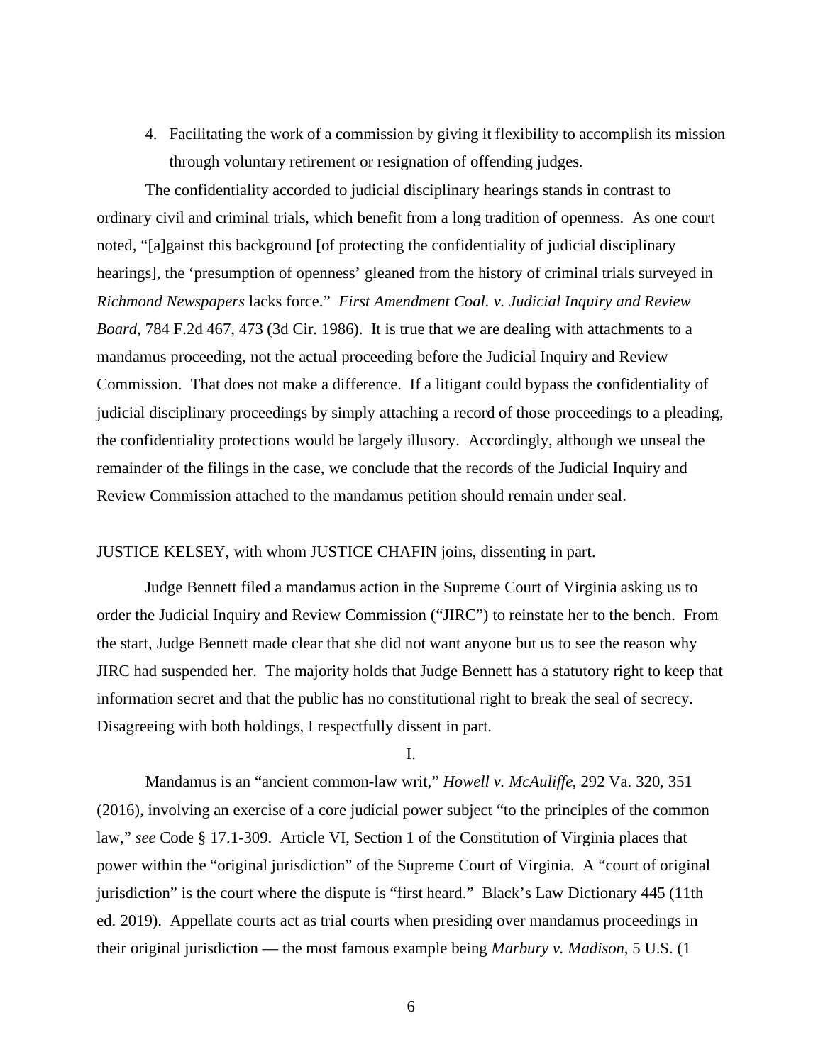4. Facilitating the work of a commission by giving it flexibility to accomplish its mission through voluntary retirement or resignation of offending judges.

The confidentiality accorded to judicial disciplinary hearings stands in contrast to ordinary civil and criminal trials, which benefit from a long tradition of openness. As one court noted, "[a]gainst this background [of protecting the confidentiality of judicial disciplinary hearings], the 'presumption of openness' gleaned from the history of criminal trials surveyed in *Richmond Newspapers* lacks force." *First Amendment Coal. v. Judicial Inquiry and Review Board*, 784 F.2d 467, 473 (3d Cir. 1986). It is true that we are dealing with attachments to a mandamus proceeding, not the actual proceeding before the Judicial Inquiry and Review Commission. That does not make a difference. If a litigant could bypass the confidentiality of judicial disciplinary proceedings by simply attaching a record of those proceedings to a pleading, the confidentiality protections would be largely illusory. Accordingly, although we unseal the remainder of the filings in the case, we conclude that the records of the Judicial Inquiry and Review Commission attached to the mandamus petition should remain under seal.

JUSTICE KELSEY, with whom JUSTICE CHAFIN joins, dissenting in part.

Judge Bennett filed a mandamus action in the Supreme Court of Virginia asking us to order the Judicial Inquiry and Review Commission ("JIRC") to reinstate her to the bench. From the start, Judge Bennett made clear that she did not want anyone but us to see the reason why JIRC had suspended her. The majority holds that Judge Bennett has a statutory right to keep that information secret and that the public has no constitutional right to break the seal of secrecy. Disagreeing with both holdings, I respectfully dissent in part.

I.

Mandamus is an "ancient common-law writ," *Howell v. McAuliffe*, 292 Va. 320, 351 (2016), involving an exercise of a core judicial power subject "to the principles of the common law," *see* Code § 17.1-309. Article VI, Section 1 of the Constitution of Virginia places that power within the "original jurisdiction" of the Supreme Court of Virginia. A "court of original jurisdiction" is the court where the dispute is "first heard." Black's Law Dictionary 445 (11th ed. 2019). Appellate courts act as trial courts when presiding over mandamus proceedings in their original jurisdiction — the most famous example being *Marbury v. Madison*, 5 U.S. (1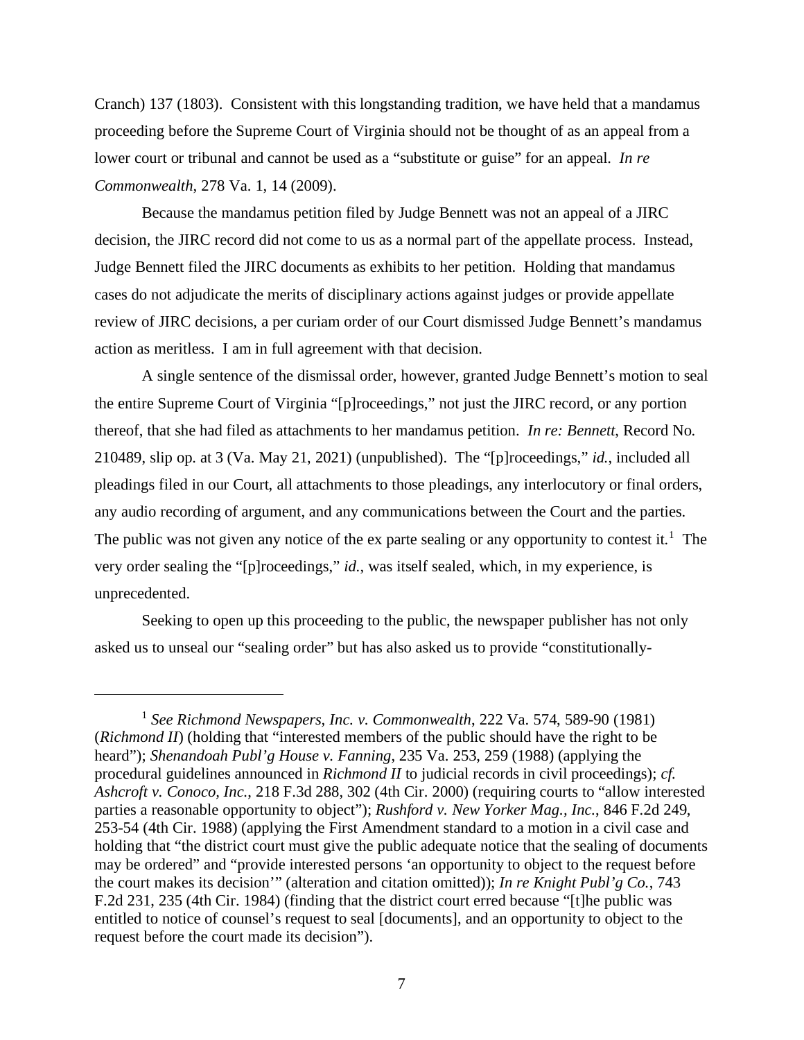Cranch) 137 (1803). Consistent with this longstanding tradition, we have held that a mandamus proceeding before the Supreme Court of Virginia should not be thought of as an appeal from a lower court or tribunal and cannot be used as a "substitute or guise" for an appeal. *In re Commonwealth*, 278 Va. 1, 14 (2009).

Because the mandamus petition filed by Judge Bennett was not an appeal of a JIRC decision, the JIRC record did not come to us as a normal part of the appellate process. Instead, Judge Bennett filed the JIRC documents as exhibits to her petition. Holding that mandamus cases do not adjudicate the merits of disciplinary actions against judges or provide appellate review of JIRC decisions, a per curiam order of our Court dismissed Judge Bennett's mandamus action as meritless. I am in full agreement with that decision.

A single sentence of the dismissal order, however, granted Judge Bennett's motion to seal the entire Supreme Court of Virginia "[p]roceedings," not just the JIRC record, or any portion thereof, that she had filed as attachments to her mandamus petition. *In re: Bennett*, Record No. 210489, slip op. at 3 (Va. May 21, 2021) (unpublished). The "[p]roceedings," *id.*, included all pleadings filed in our Court, all attachments to those pleadings, any interlocutory or final orders, any audio recording of argument, and any communications between the Court and the parties. The public was not given any notice of the ex parte sealing or any opportunity to contest it.[1] The very order sealing the "[p]roceedings," *id.*, was itself sealed, which, in my experience, is unprecedented.

Seeking to open up this proceeding to the public, the newspaper publisher has not only asked us to unseal our "sealing order" but has also asked us to provide "constitutionally-

---

[1] *See Richmond Newspapers, Inc. v. Commonwealth*, 222 Va. 574, 589-90 (1981) (*Richmond II*) (holding that "interested members of the public should have the right to be heard"); *Shenandoah Publ'g House v. Fanning*, 235 Va. 253, 259 (1988) (applying the procedural guidelines announced in *Richmond II* to judicial records in civil proceedings); *cf. Ashcroft v. Conoco, Inc.*, 218 F.3d 288, 302 (4th Cir. 2000) (requiring courts to "allow interested parties a reasonable opportunity to object"); *Rushford v. New Yorker Mag., Inc.*, 846 F.2d 249, 253-54 (4th Cir. 1988) (applying the First Amendment standard to a motion in a civil case and holding that "the district court must give the public adequate notice that the sealing of documents may be ordered" and "provide interested persons 'an opportunity to object to the request before the court makes its decision'" (alteration and citation omitted)); *In re Knight Publ'g Co.*, 743 F.2d 231, 235 (4th Cir. 1984) (finding that the district court erred because "[t]he public was entitled to notice of counsel's request to seal [documents], and an opportunity to object to the request before the court made its decision").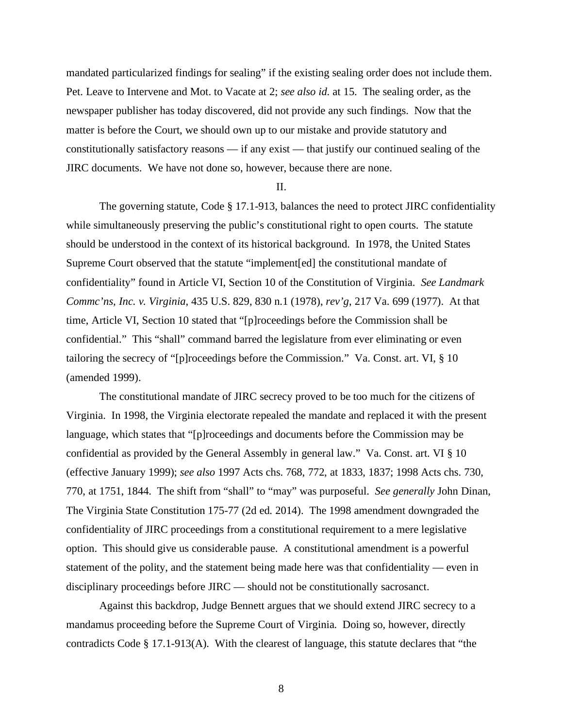mandated particularized findings for sealing" if the existing sealing order does not include them. Pet. Leave to Intervene and Mot. to Vacate at 2; *see also id.* at 15. The sealing order, as the newspaper publisher has today discovered, did not provide any such findings. Now that the matter is before the Court, we should own up to our mistake and provide statutory and constitutionally satisfactory reasons — if any exist — that justify our continued sealing of the JIRC documents. We have not done so, however, because there are none.

II.

The governing statute, Code § 17.1-913, balances the need to protect JIRC confidentiality while simultaneously preserving the public's constitutional right to open courts. The statute should be understood in the context of its historical background. In 1978, the United States Supreme Court observed that the statute "implement[ed] the constitutional mandate of confidentiality" found in Article VI, Section 10 of the Constitution of Virginia. *See Landmark Commc'ns, Inc. v. Virginia*, 435 U.S. 829, 830 n.1 (1978), *rev'g*, 217 Va. 699 (1977). At that time, Article VI, Section 10 stated that "[p]roceedings before the Commission shall be confidential." This "shall" command barred the legislature from ever eliminating or even tailoring the secrecy of "[p]roceedings before the Commission." Va. Const. art. VI, § 10 (amended 1999).

The constitutional mandate of JIRC secrecy proved to be too much for the citizens of Virginia. In 1998, the Virginia electorate repealed the mandate and replaced it with the present language, which states that "[p]roceedings and documents before the Commission may be confidential as provided by the General Assembly in general law." Va. Const. art. VI § 10 (effective January 1999); *see also* 1997 Acts chs. 768, 772, at 1833, 1837; 1998 Acts chs. 730, 770, at 1751, 1844. The shift from "shall" to "may" was purposeful. *See generally* John Dinan, The Virginia State Constitution 175-77 (2d ed. 2014). The 1998 amendment downgraded the confidentiality of JIRC proceedings from a constitutional requirement to a mere legislative option. This should give us considerable pause. A constitutional amendment is a powerful statement of the polity, and the statement being made here was that confidentiality — even in disciplinary proceedings before JIRC — should not be constitutionally sacrosanct.

Against this backdrop, Judge Bennett argues that we should extend JIRC secrecy to a mandamus proceeding before the Supreme Court of Virginia. Doing so, however, directly contradicts Code § 17.1-913(A). With the clearest of language, this statute declares that "the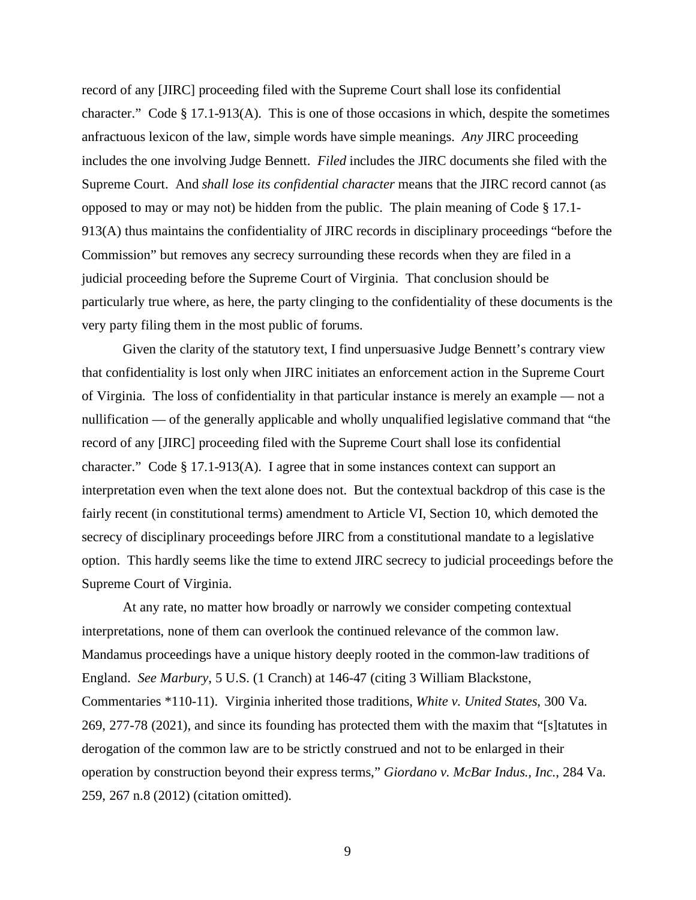record of any [JIRC] proceeding filed with the Supreme Court shall lose its confidential character." Code § 17.1-913(A). This is one of those occasions in which, despite the sometimes anfractuous lexicon of the law, simple words have simple meanings. *Any* JIRC proceeding includes the one involving Judge Bennett. *Filed* includes the JIRC documents she filed with the Supreme Court. And *shall lose its confidential character* means that the JIRC record cannot (as opposed to may or may not) be hidden from the public. The plain meaning of Code § 17.1-913(A) thus maintains the confidentiality of JIRC records in disciplinary proceedings "before the Commission" but removes any secrecy surrounding these records when they are filed in a judicial proceeding before the Supreme Court of Virginia. That conclusion should be particularly true where, as here, the party clinging to the confidentiality of these documents is the very party filing them in the most public of forums.

Given the clarity of the statutory text, I find unpersuasive Judge Bennett's contrary view that confidentiality is lost only when JIRC initiates an enforcement action in the Supreme Court of Virginia. The loss of confidentiality in that particular instance is merely an example — not a nullification — of the generally applicable and wholly unqualified legislative command that "the record of any [JIRC] proceeding filed with the Supreme Court shall lose its confidential character." Code § 17.1-913(A). I agree that in some instances context can support an interpretation even when the text alone does not. But the contextual backdrop of this case is the fairly recent (in constitutional terms) amendment to Article VI, Section 10, which demoted the secrecy of disciplinary proceedings before JIRC from a constitutional mandate to a legislative option. This hardly seems like the time to extend JIRC secrecy to judicial proceedings before the Supreme Court of Virginia.

At any rate, no matter how broadly or narrowly we consider competing contextual interpretations, none of them can overlook the continued relevance of the common law. Mandamus proceedings have a unique history deeply rooted in the common-law traditions of England. *See Marbury*, 5 U.S. (1 Cranch) at 146-47 (citing 3 William Blackstone, Commentaries *110-11). Virginia inherited those traditions, *White v. United States*, 300 Va. 269, 277-78 (2021), and since its founding has protected them with the maxim that "[s]tatutes in derogation of the common law are to be strictly construed and not to be enlarged in their operation by construction beyond their express terms," *Giordano v. McBar Indus., Inc.*, 284 Va. 259, 267 n.8 (2012) (citation omitted).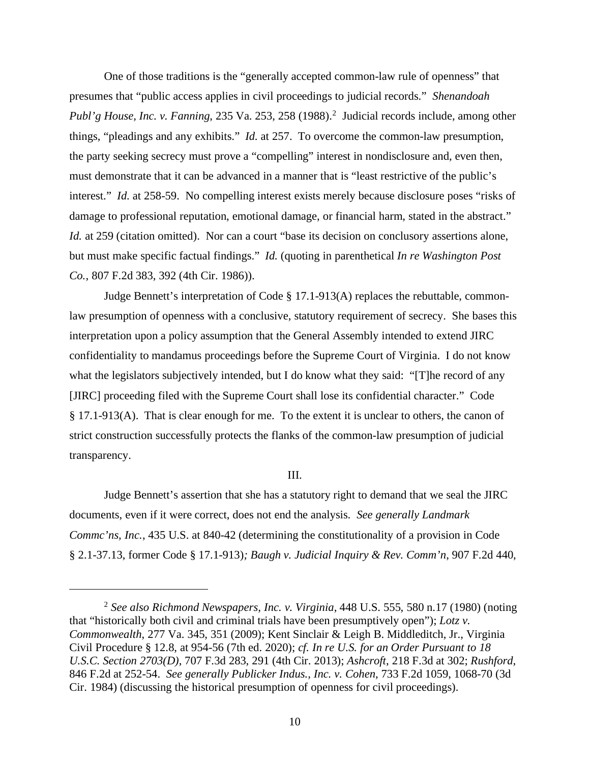One of those traditions is the "generally accepted common-law rule of openness" that presumes that "public access applies in civil proceedings to judicial records." *Shenandoah Publ'g House, Inc. v. Fanning*, 235 Va. 253, 258 (1988).[2] Judicial records include, among other things, "pleadings and any exhibits." *Id.* at 257. To overcome the common-law presumption, the party seeking secrecy must prove a "compelling" interest in nondisclosure and, even then, must demonstrate that it can be advanced in a manner that is "least restrictive of the public's interest." *Id.* at 258-59. No compelling interest exists merely because disclosure poses "risks of damage to professional reputation, emotional damage, or financial harm, stated in the abstract." *Id.* at 259 (citation omitted). Nor can a court "base its decision on conclusory assertions alone, but must make specific factual findings." *Id.* (quoting in parenthetical *In re Washington Post Co.*, 807 F.2d 383, 392 (4th Cir. 1986)).

Judge Bennett's interpretation of Code § 17.1-913(A) replaces the rebuttable, common-law presumption of openness with a conclusive, statutory requirement of secrecy. She bases this interpretation upon a policy assumption that the General Assembly intended to extend JIRC confidentiality to mandamus proceedings before the Supreme Court of Virginia. I do not know what the legislators subjectively intended, but I do know what they said: "[T]he record of any [JIRC] proceeding filed with the Supreme Court shall lose its confidential character." Code § 17.1-913(A). That is clear enough for me. To the extent it is unclear to others, the canon of strict construction successfully protects the flanks of the common-law presumption of judicial transparency.

III.

Judge Bennett's assertion that she has a statutory right to demand that we seal the JIRC documents, even if it were correct, does not end the analysis. *See generally Landmark Commc'ns, Inc.*, 435 U.S. at 840-42 (determining the constitutionality of a provision in Code § 2.1-37.13, former Code § 17.1-913)*; Baugh v. Judicial Inquiry & Rev. Comm'n*, 907 F.2d 440,

---

[2] *See also Richmond Newspapers, Inc. v. Virginia*, 448 U.S. 555, 580 n.17 (1980) (noting that "historically both civil and criminal trials have been presumptively open"); *Lotz v. Commonwealth*, 277 Va. 345, 351 (2009); Kent Sinclair & Leigh B. Middleditch, Jr., Virginia Civil Procedure § 12.8, at 954-56 (7th ed. 2020); *cf. In re U.S. for an Order Pursuant to 18 U.S.C. Section 2703(D)*, 707 F.3d 283, 291 (4th Cir. 2013); *Ashcroft*, 218 F.3d at 302; *Rushford*, 846 F.2d at 252-54. *See generally Publicker Indus., Inc. v. Cohen*, 733 F.2d 1059, 1068-70 (3d Cir. 1984) (discussing the historical presumption of openness for civil proceedings).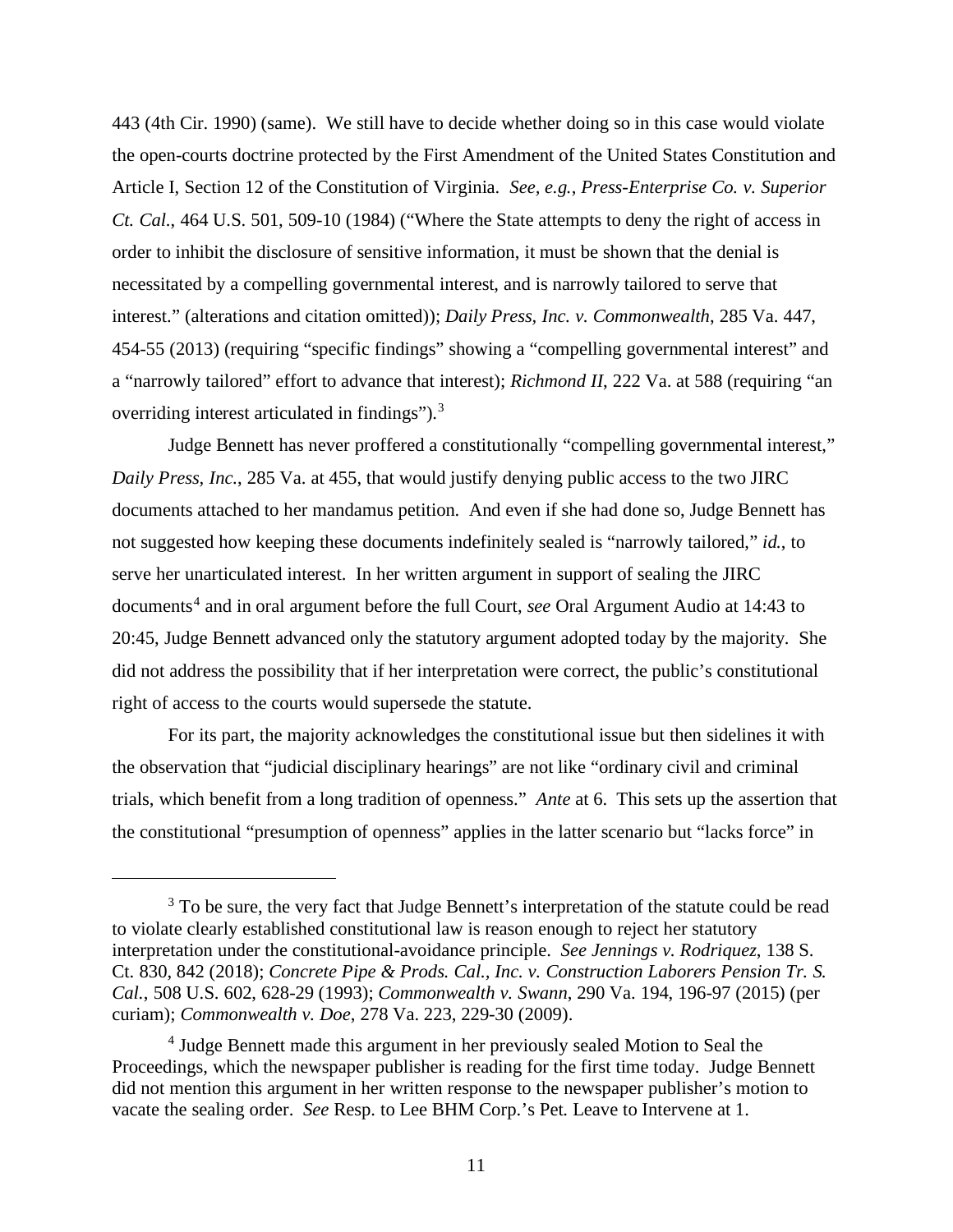443 (4th Cir. 1990) (same). We still have to decide whether doing so in this case would violate the open-courts doctrine protected by the First Amendment of the United States Constitution and Article I, Section 12 of the Constitution of Virginia. *See, e.g.*, *Press-Enterprise Co. v. Superior Ct. Cal.*, 464 U.S. 501, 509-10 (1984) ("Where the State attempts to deny the right of access in order to inhibit the disclosure of sensitive information, it must be shown that the denial is necessitated by a compelling governmental interest, and is narrowly tailored to serve that interest." (alterations and citation omitted)); *Daily Press, Inc. v. Commonwealth*, 285 Va. 447, 454-55 (2013) (requiring "specific findings" showing a "compelling governmental interest" and a "narrowly tailored" effort to advance that interest); *Richmond II*, 222 Va. at 588 (requiring "an overriding interest articulated in findings").[3]

Judge Bennett has never proffered a constitutionally "compelling governmental interest," *Daily Press, Inc.*, 285 Va. at 455, that would justify denying public access to the two JIRC documents attached to her mandamus petition. And even if she had done so, Judge Bennett has not suggested how keeping these documents indefinitely sealed is "narrowly tailored," *id.*, to serve her unarticulated interest. In her written argument in support of sealing the JIRC documents[4] and in oral argument before the full Court, *see* Oral Argument Audio at 14:43 to 20:45, Judge Bennett advanced only the statutory argument adopted today by the majority. She did not address the possibility that if her interpretation were correct, the public's constitutional right of access to the courts would supersede the statute.

For its part, the majority acknowledges the constitutional issue but then sidelines it with the observation that "judicial disciplinary hearings" are not like "ordinary civil and criminal trials, which benefit from a long tradition of openness." *Ante* at 6. This sets up the assertion that the constitutional "presumption of openness" applies in the latter scenario but "lacks force" in

---

[3] To be sure, the very fact that Judge Bennett's interpretation of the statute could be read to violate clearly established constitutional law is reason enough to reject her statutory interpretation under the constitutional-avoidance principle. *See Jennings v. Rodriquez*, 138 S. Ct. 830, 842 (2018); *Concrete Pipe & Prods. Cal., Inc. v. Construction Laborers Pension Tr. S. Cal.*, 508 U.S. 602, 628-29 (1993); *Commonwealth v. Swann*, 290 Va. 194, 196-97 (2015) (per curiam); *Commonwealth v. Doe*, 278 Va. 223, 229-30 (2009).

[4] Judge Bennett made this argument in her previously sealed Motion to Seal the Proceedings, which the newspaper publisher is reading for the first time today. Judge Bennett did not mention this argument in her written response to the newspaper publisher's motion to vacate the sealing order. *See* Resp. to Lee BHM Corp.'s Pet. Leave to Intervene at 1.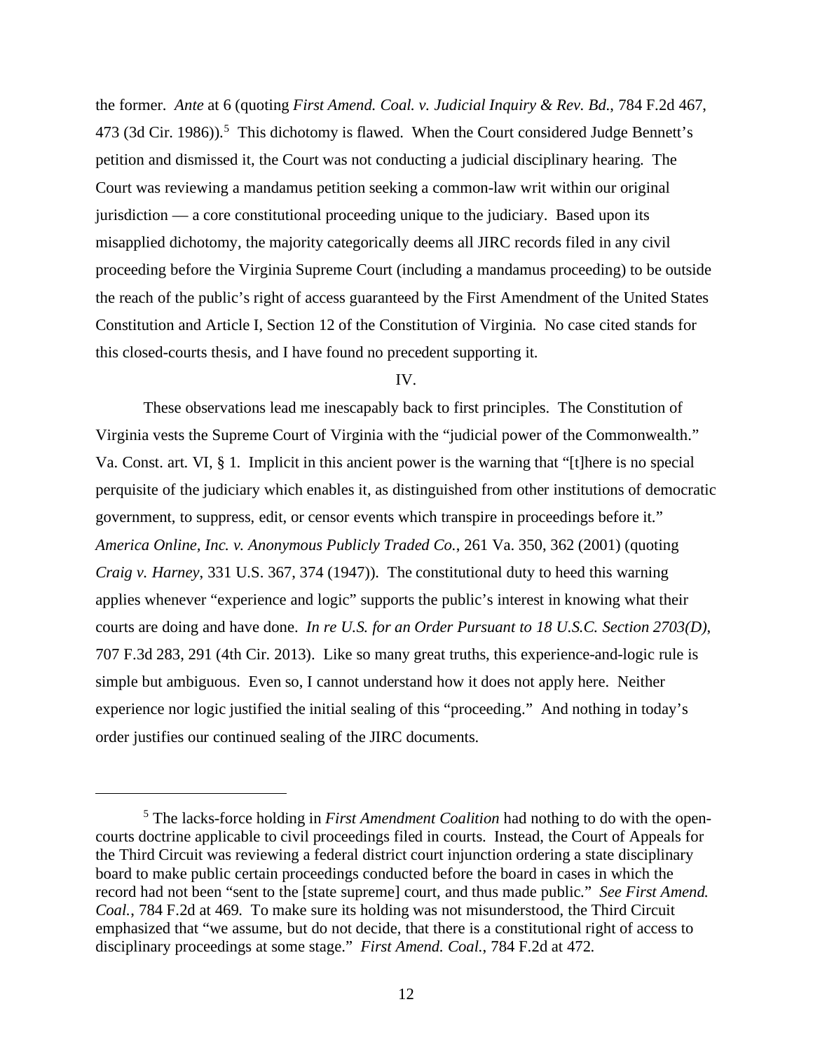the former. *Ante* at 6 (quoting *First Amend. Coal. v. Judicial Inquiry & Rev. Bd.*, 784 F.2d 467, 473 (3d Cir. 1986)).[5] This dichotomy is flawed. When the Court considered Judge Bennett's petition and dismissed it, the Court was not conducting a judicial disciplinary hearing. The Court was reviewing a mandamus petition seeking a common-law writ within our original jurisdiction — a core constitutional proceeding unique to the judiciary. Based upon its misapplied dichotomy, the majority categorically deems all JIRC records filed in any civil proceeding before the Virginia Supreme Court (including a mandamus proceeding) to be outside the reach of the public's right of access guaranteed by the First Amendment of the United States Constitution and Article I, Section 12 of the Constitution of Virginia. No case cited stands for this closed-courts thesis, and I have found no precedent supporting it.

IV.

These observations lead me inescapably back to first principles. The Constitution of Virginia vests the Supreme Court of Virginia with the "judicial power of the Commonwealth." Va. Const. art. VI, § 1. Implicit in this ancient power is the warning that "[t]here is no special perquisite of the judiciary which enables it, as distinguished from other institutions of democratic government, to suppress, edit, or censor events which transpire in proceedings before it." *America Online, Inc. v. Anonymous Publicly Traded Co.*, 261 Va. 350, 362 (2001) (quoting *Craig v. Harney*, 331 U.S. 367, 374 (1947)). The constitutional duty to heed this warning applies whenever "experience and logic" supports the public's interest in knowing what their courts are doing and have done. *In re U.S. for an Order Pursuant to 18 U.S.C. Section 2703(D)*, 707 F.3d 283, 291 (4th Cir. 2013). Like so many great truths, this experience-and-logic rule is simple but ambiguous. Even so, I cannot understand how it does not apply here. Neither experience nor logic justified the initial sealing of this "proceeding." And nothing in today's order justifies our continued sealing of the JIRC documents.

---

[5] The lacks-force holding in *First Amendment Coalition* had nothing to do with the open-courts doctrine applicable to civil proceedings filed in courts. Instead, the Court of Appeals for the Third Circuit was reviewing a federal district court injunction ordering a state disciplinary board to make public certain proceedings conducted before the board in cases in which the record had not been "sent to the [state supreme] court, and thus made public." *See First Amend. Coal.*, 784 F.2d at 469. To make sure its holding was not misunderstood, the Third Circuit emphasized that "we assume, but do not decide, that there is a constitutional right of access to disciplinary proceedings at some stage." *First Amend. Coal.*, 784 F.2d at 472.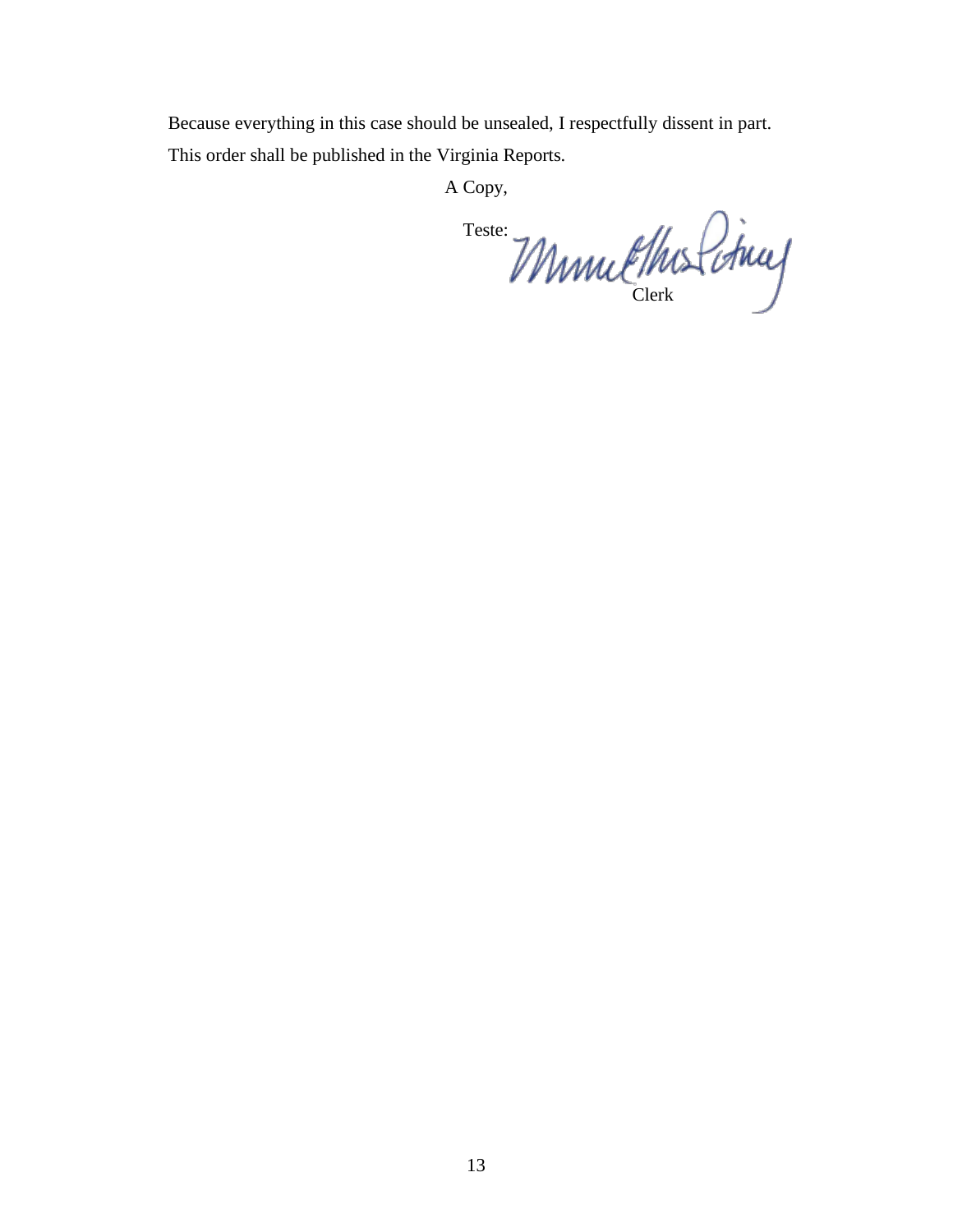Because everything in this case should be unsealed, I respectfully dissent in part.

This order shall be published in the Virginia Reports.

A Copy,

Teste:

Clerk